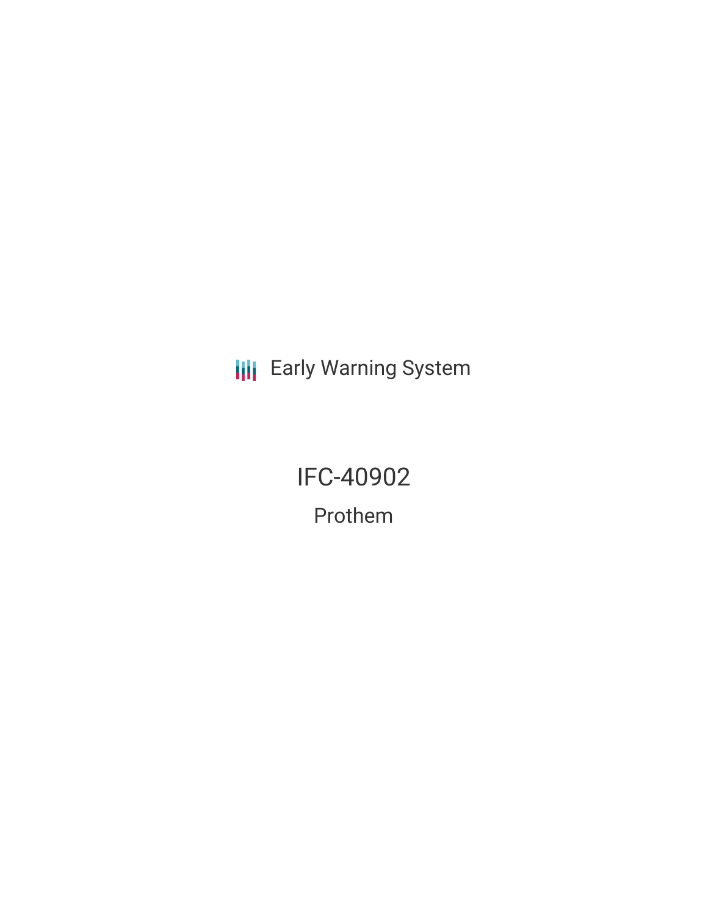Early Warning System

# IFC-40902

## Prothem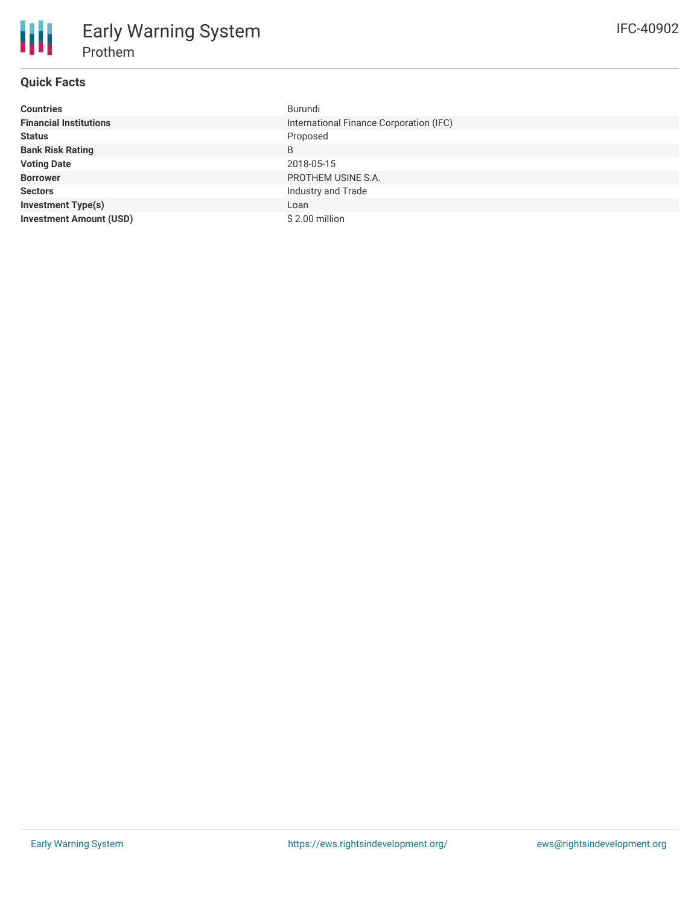# Early Warning System

## Prothem

IFC-40902

### Quick Facts

| | |
|---|---|
| **Countries** | Burundi |
| **Financial Institutions** | International Finance Corporation (IFC) |
| **Status** | Proposed |
| **Bank Risk Rating** | B |
| **Voting Date** | 2018-05-15 |
| **Borrower** | PROTHEM USINE S.A. |
| **Sectors** | Industry and Trade |
| **Investment Type(s)** | Loan |
| **Investment Amount (USD)** | $ 2.00 million |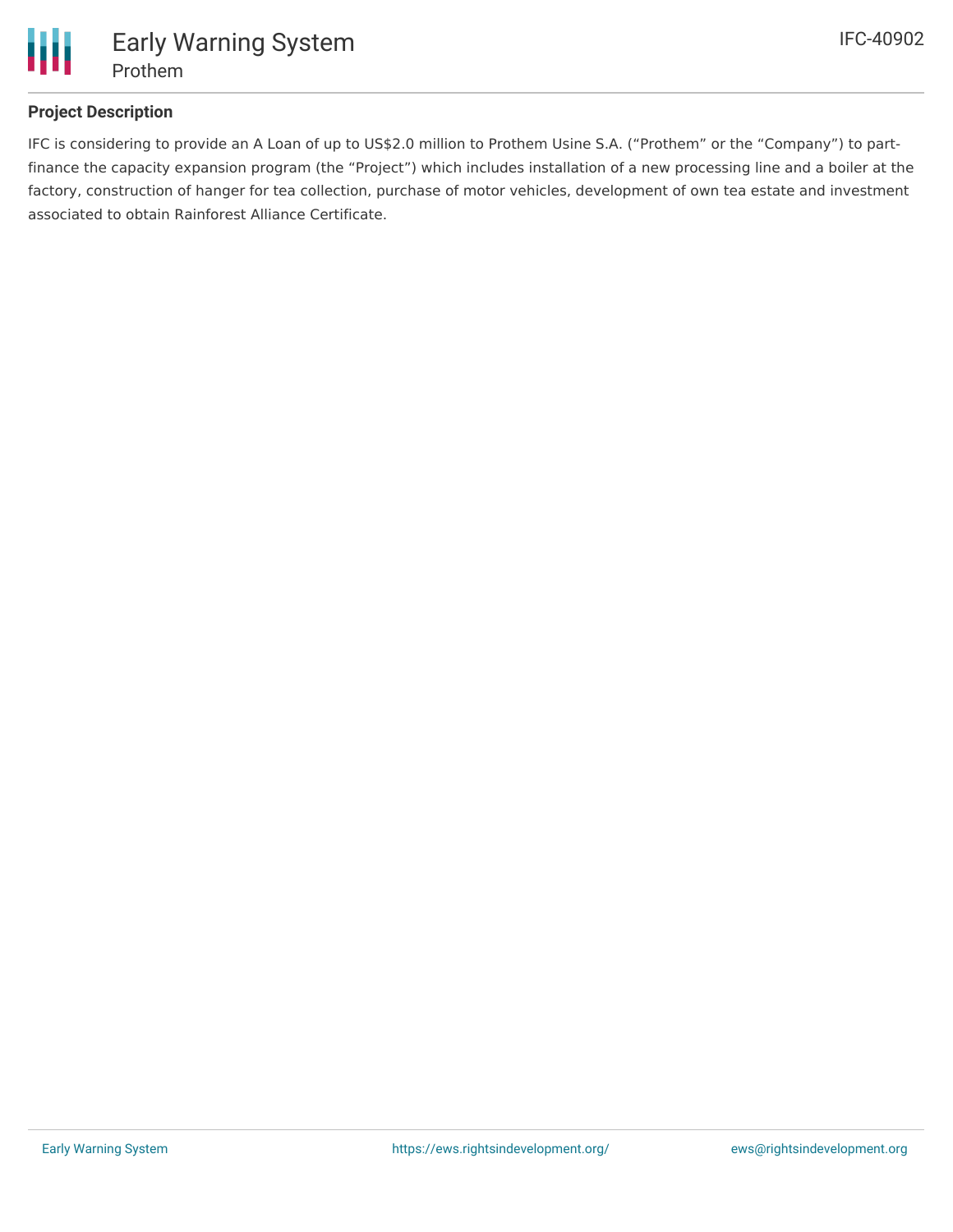## Project Description

IFC is considering to provide an A Loan of up to US$2.0 million to Prothem Usine S.A. ("Prothem" or the "Company") to part-finance the capacity expansion program (the "Project") which includes installation of a new processing line and a boiler at the factory, construction of hanger for tea collection, purchase of motor vehicles, development of own tea estate and investment associated to obtain Rainforest Alliance Certificate.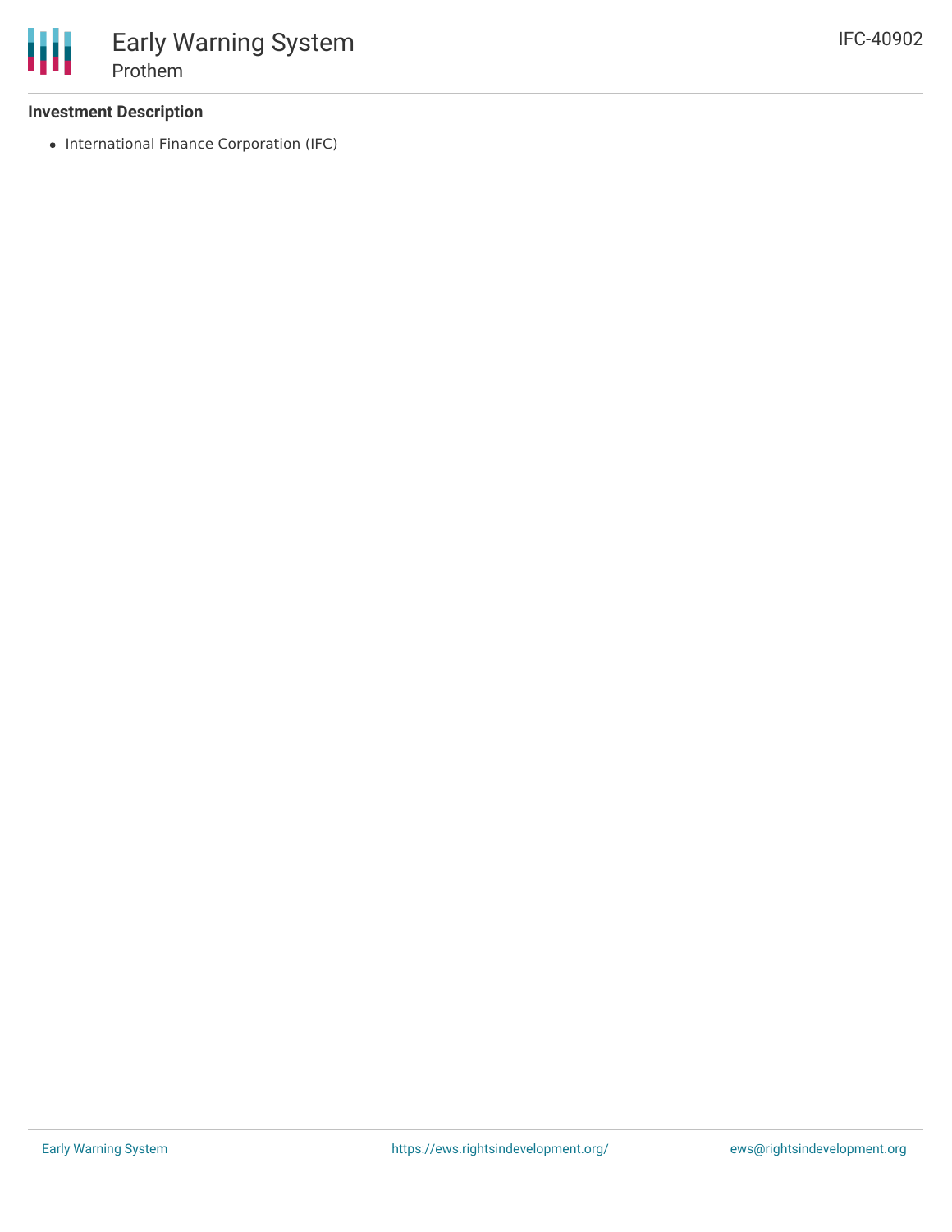### Investment Description

- International Finance Corporation (IFC)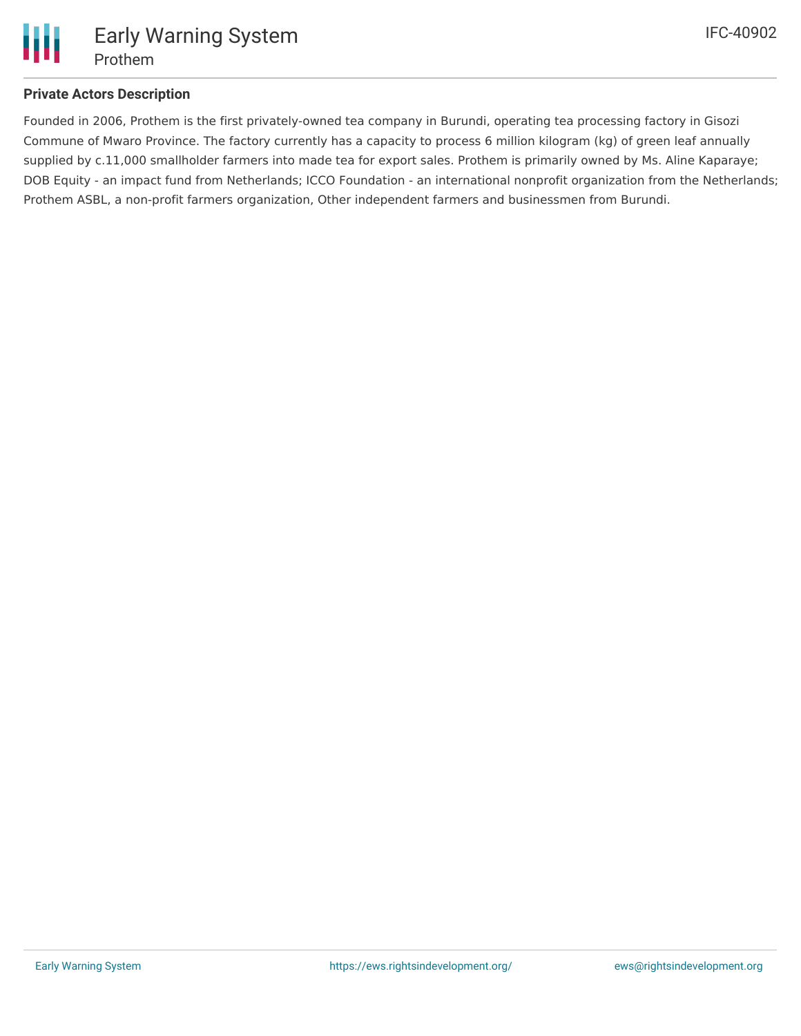**Private Actors Description**

Founded in 2006, Prothem is the first privately-owned tea company in Burundi, operating tea processing factory in Gisozi Commune of Mwaro Province. The factory currently has a capacity to process 6 million kilogram (kg) of green leaf annually supplied by c.11,000 smallholder farmers into made tea for export sales. Prothem is primarily owned by Ms. Aline Kaparaye; DOB Equity - an impact fund from Netherlands; ICCO Foundation - an international nonprofit organization from the Netherlands; Prothem ASBL, a non-profit farmers organization, Other independent farmers and businessmen from Burundi.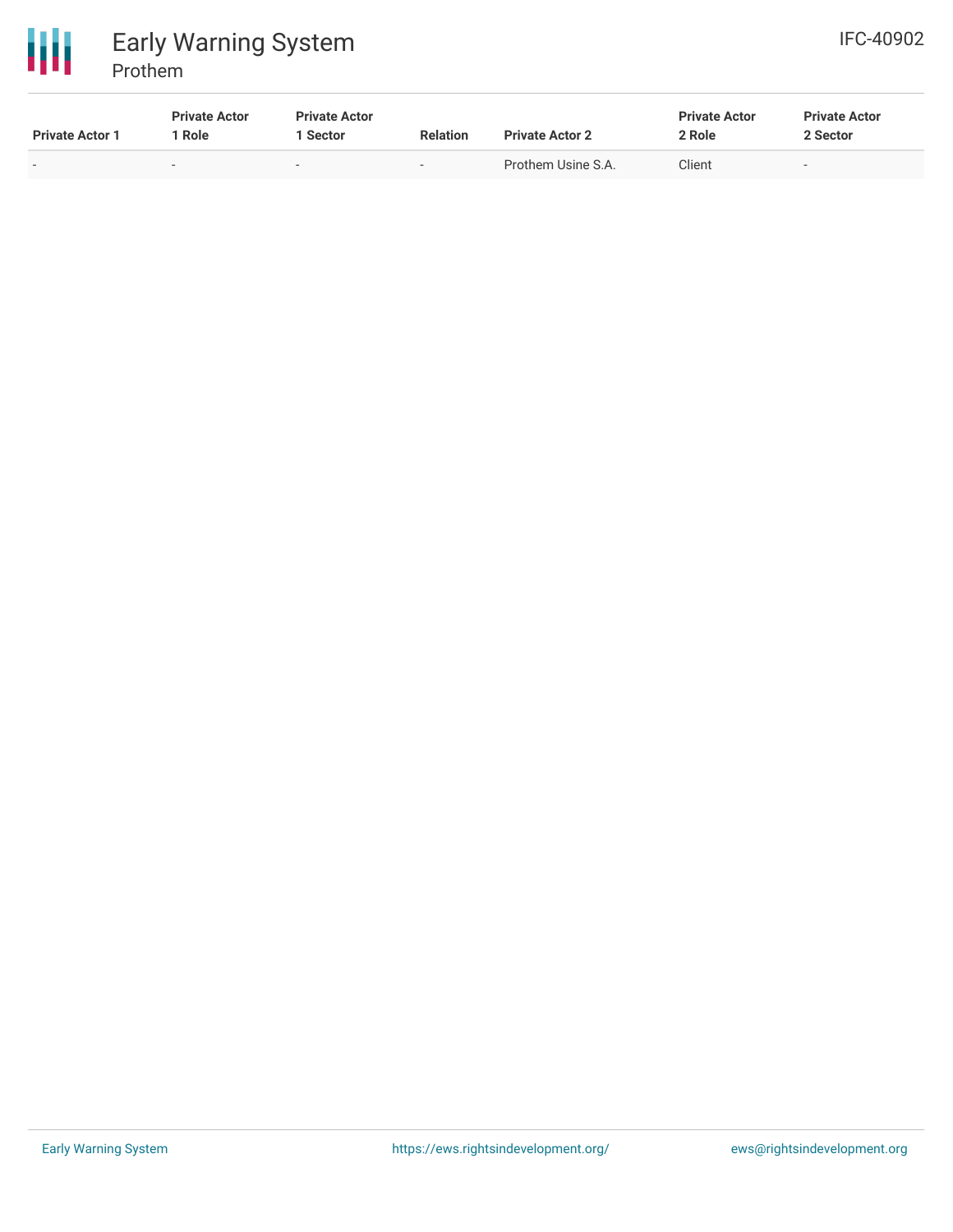| Private Actor 1 | Private Actor 1 Role | Private Actor 1 Sector | Relation | Private Actor 2 | Private Actor 2 Role | Private Actor 2 Sector |
| --- | --- | --- | --- | --- | --- | --- |
| - | - | - | - | Prothem Usine S.A. | Client | - |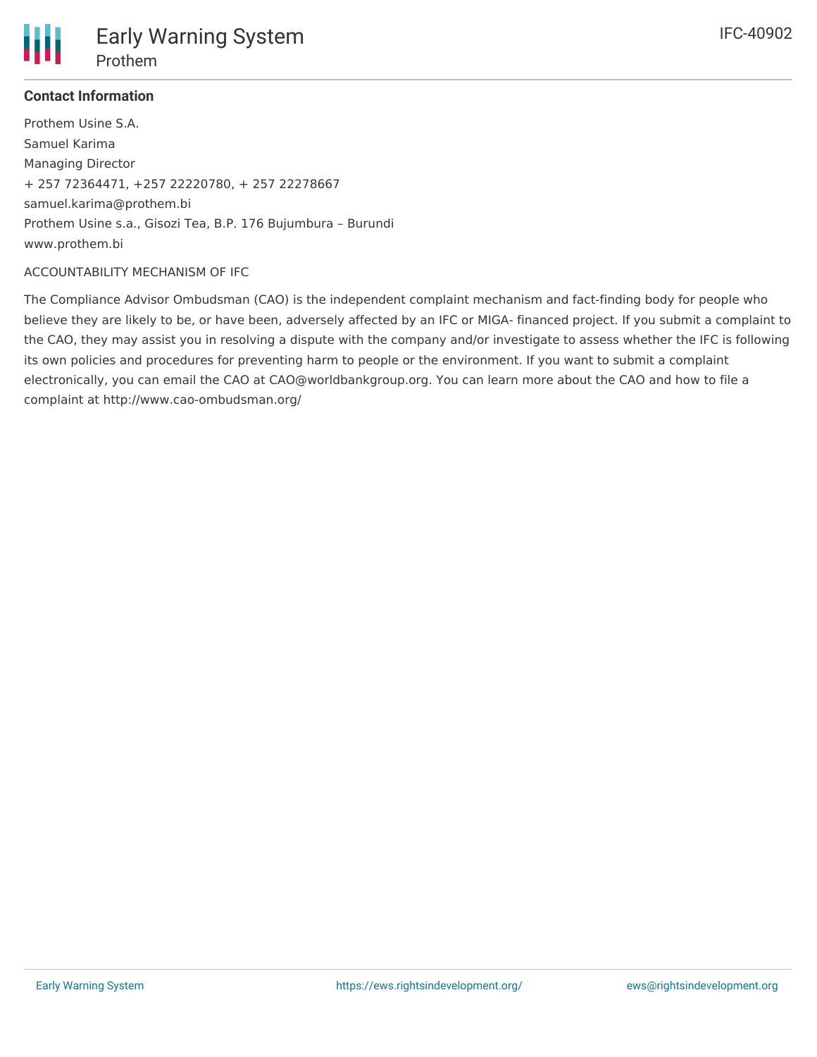**Contact Information**

Prothem Usine S.A.

Samuel Karima

Managing Director

+ 257 72364471, +257 22220780, + 257 22278667

samuel.karima@prothem.bi

Prothem Usine s.a., Gisozi Tea, B.P. 176 Bujumbura – Burundi

www.prothem.bi

ACCOUNTABILITY MECHANISM OF IFC

The Compliance Advisor Ombudsman (CAO) is the independent complaint mechanism and fact-finding body for people who believe they are likely to be, or have been, adversely affected by an IFC or MIGA- financed project. If you submit a complaint to the CAO, they may assist you in resolving a dispute with the company and/or investigate to assess whether the IFC is following its own policies and procedures for preventing harm to people or the environment. If you want to submit a complaint electronically, you can email the CAO at CAO@worldbankgroup.org. You can learn more about the CAO and how to file a complaint at http://www.cao-ombudsman.org/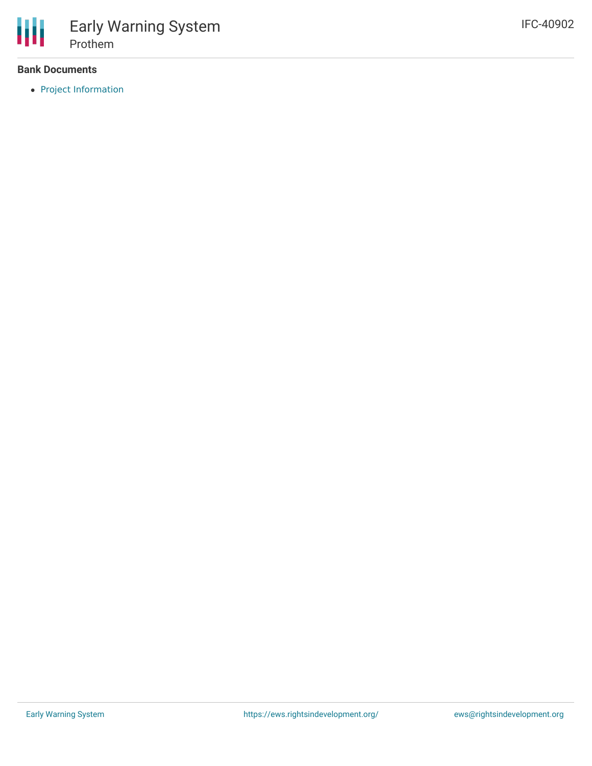**Bank Documents**

- Project Information